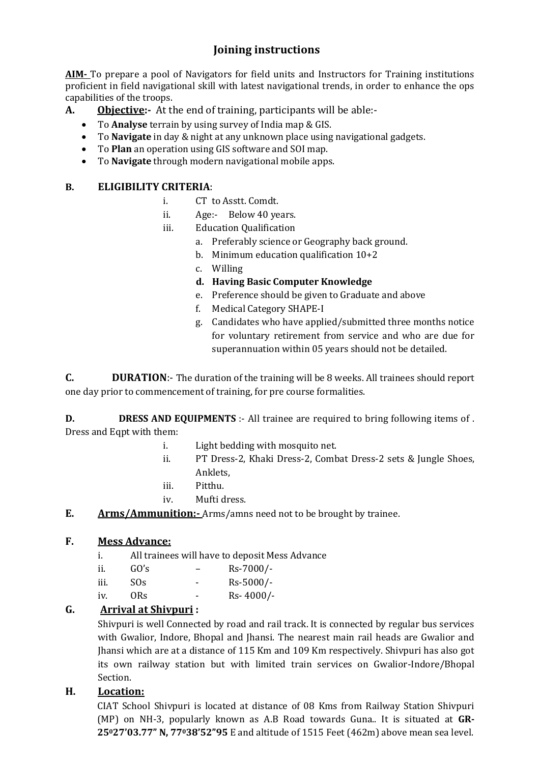# Joining instructions

**AIM-** To prepare a pool of Navigators for field units and Instructors for Training institutions proficient in field navigational skill with latest navigational trends, in order to enhance the ops capabilities of the troops.

**A. Objective:-** At the end of training, participants will be able:-

- To **Analyse** terrain by using survey of India map & GIS.
- To **Navigate** in day & night at any unknown place using navigational gadgets.
- To **Plan** an operation using GIS software and SOI map.
- To **Navigate** through modern navigational mobile apps.

**B. ELIGIBILITY CRITERIA**:

i. CT to Asstt. Comdt.

ii. Age:- Below 40 years.

iii. Education Qualification

   a. Preferably science or Geography back ground.
   
   b. Minimum education qualification 10+2
   
   c. Willing
   
   d. **Having Basic Computer Knowledge**
   
   e. Preference should be given to Graduate and above
   
   f. Medical Category SHAPE-I
   
   g. Candidates who have applied/submitted three months notice for voluntary retirement from service and who are due for superannuation within 05 years should not be detailed.

**C. DURATION**:- The duration of the training will be 8 weeks. All trainees should report one day prior to commencement of training, for pre course formalities.

**D. DRESS AND EQUIPMENTS** :- All trainee are required to bring following items of . Dress and Eqpt with them:

i. Light bedding with mosquito net.

ii. PT Dress-2, Khaki Dress-2, Combat Dress-2 sets & Jungle Shoes, Anklets,

iii. Pitthu.

iv. Mufti dress.

**E. Arms/Ammunition:-** Arms/amns need not to be brought by trainee.

**F. Mess Advance:**

i. All trainees will have to deposit Mess Advance

ii. GO's – Rs-7000/-

iii. SOs - Rs-5000/-

iv. ORs - Rs- 4000/-

**G. Arrival at Shivpuri :**

Shivpuri is well Connected by road and rail track. It is connected by regular bus services with Gwalior, Indore, Bhopal and Jhansi. The nearest main rail heads are Gwalior and Jhansi which are at a distance of 115 Km and 109 Km respectively. Shivpuri has also got its own railway station but with limited train services on Gwalior-Indore/Bhopal Section.

**H. Location:**

CIAT School Shivpuri is located at distance of 08 Kms from Railway Station Shivpuri (MP) on NH-3, popularly known as A.B Road towards Guna.. It is situated at **GR- 25$^{0}$27'03.77" N, 77$^{0}$38'52"95** E and altitude of 1515 Feet (462m) above mean sea level.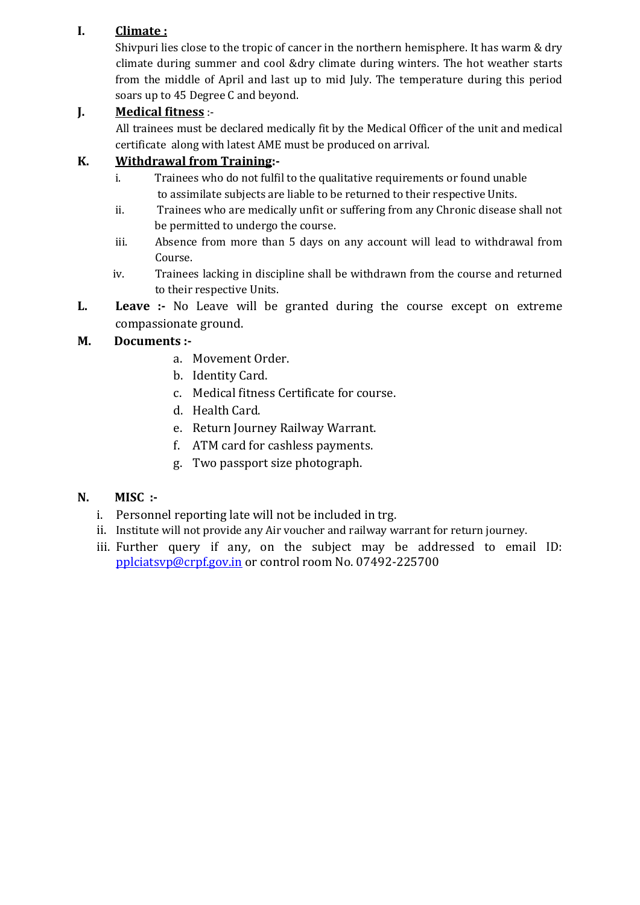**I. Climate :**

Shivpuri lies close to the tropic of cancer in the northern hemisphere. It has warm & dry climate during summer and cool &dry climate during winters. The hot weather starts from the middle of April and last up to mid July. The temperature during this period soars up to 45 Degree C and beyond.

**J. Medical fitness :-**

All trainees must be declared medically fit by the Medical Officer of the unit and medical certificate along with latest AME must be produced on arrival.

**K. Withdrawal from Training:-**

i. Trainees who do not fulfil to the qualitative requirements or found unable to assimilate subjects are liable to be returned to their respective Units.

ii. Trainees who are medically unfit or suffering from any Chronic disease shall not be permitted to undergo the course.

iii. Absence from more than 5 days on any account will lead to withdrawal from Course.

iv. Trainees lacking in discipline shall be withdrawn from the course and returned to their respective Units.

**L. Leave :-** No Leave will be granted during the course except on extreme compassionate ground.

**M. Documents :-**

a. Movement Order.
b. Identity Card.
c. Medical fitness Certificate for course.
d. Health Card.
e. Return Journey Railway Warrant.
f. ATM card for cashless payments.
g. Two passport size photograph.

**N. MISC :-**

i. Personnel reporting late will not be included in trg.
ii. Institute will not provide any Air voucher and railway warrant for return journey.
iii. Further query if any, on the subject may be addressed to email ID: pplciatsvp@crpf.gov.in or control room No. 07492-225700